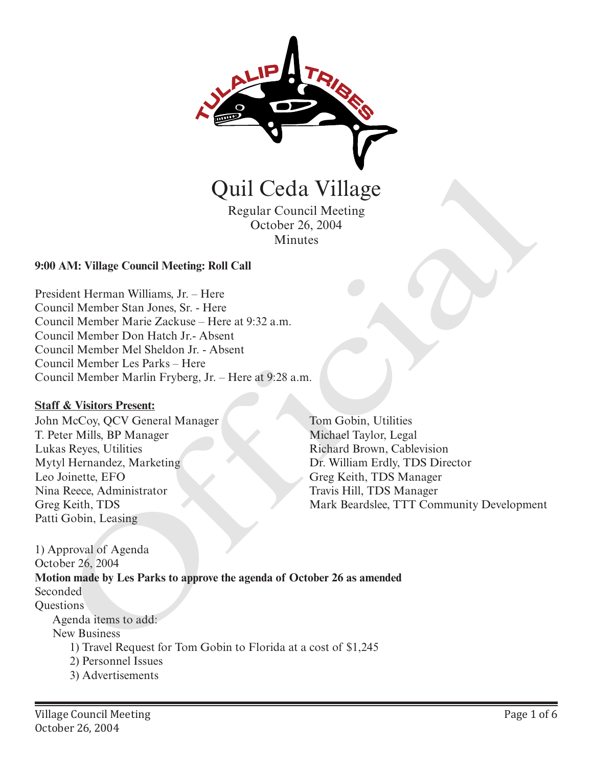# Quil Ceda Village

Regular Council Meeting
October 26, 2004
Minutes

**9:00 AM: Village Council Meeting: Roll Call**

President Herman Williams, Jr. – Here
Council Member Stan Jones, Sr. - Here
Council Member Marie Zackuse – Here at 9:32 a.m.
Council Member Don Hatch Jr.- Absent
Council Member Mel Sheldon Jr. - Absent
Council Member Les Parks – Here
Council Member Marlin Fryberg, Jr. – Here at 9:28 a.m.

**Staff & Visitors Present:**

John McCoy, QCV General Manager
T. Peter Mills, BP Manager
Lukas Reyes, Utilities
Mytyl Hernandez, Marketing
Leo Joinette, EFO
Nina Reece, Administrator
Greg Keith, TDS
Patti Gobin, Leasing
Tom Gobin, Utilities
Michael Taylor, Legal
Richard Brown, Cablevision
Dr. William Erdly, TDS Director
Greg Keith, TDS Manager
Travis Hill, TDS Manager
Mark Beardslee, TTT Community Development

1) Approval of Agenda
October 26, 2004
**Motion made by Les Parks to approve the agenda of October 26 as amended**
Seconded
Questions
 Agenda items to add:
 New Business
  1) Travel Request for Tom Gobin to Florida at a cost of $1,245
  2) Personnel Issues
  3) Advertisements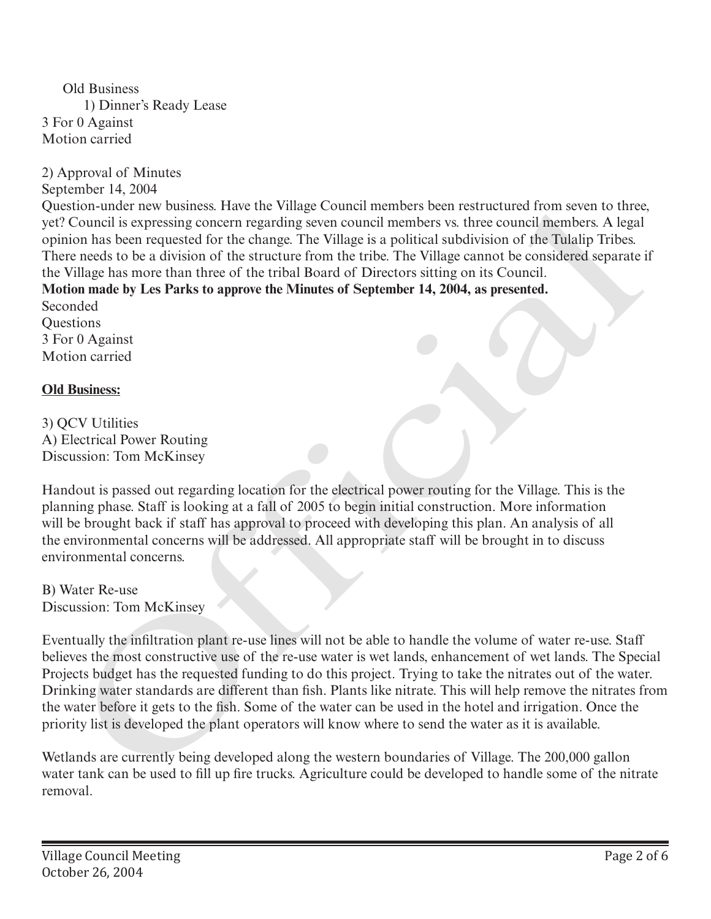Old Business

1) Dinner's Ready Lease

3 For 0 Against
Motion carried

2) Approval of Minutes
September 14, 2004
Question-under new business. Have the Village Council members been restructured from seven to three, yet? Council is expressing concern regarding seven council members vs. three council members. A legal opinion has been requested for the change. The Village is a political subdivision of the Tulalip Tribes. There needs to be a division of the structure from the tribe. The Village cannot be considered separate if the Village has more than three of the tribal Board of Directors sitting on its Council.
**Motion made by Les Parks to approve the Minutes of September 14, 2004, as presented.**
Seconded
Questions
3 For 0 Against
Motion carried

**Old Business:**

3) QCV Utilities
A) Electrical Power Routing
Discussion: Tom McKinsey

Handout is passed out regarding location for the electrical power routing for the Village. This is the planning phase. Staff is looking at a fall of 2005 to begin initial construction. More information will be brought back if staff has approval to proceed with developing this plan. An analysis of all the environmental concerns will be addressed. All appropriate staff will be brought in to discuss environmental concerns.

B) Water Re-use
Discussion: Tom McKinsey

Eventually the infiltration plant re-use lines will not be able to handle the volume of water re-use. Staff believes the most constructive use of the re-use water is wet lands, enhancement of wet lands. The Special Projects budget has the requested funding to do this project. Trying to take the nitrates out of the water. Drinking water standards are different than fish. Plants like nitrate. This will help remove the nitrates from the water before it gets to the fish. Some of the water can be used in the hotel and irrigation. Once the priority list is developed the plant operators will know where to send the water as it is available.

Wetlands are currently being developed along the western boundaries of Village. The 200,000 gallon water tank can be used to fill up fire trucks. Agriculture could be developed to handle some of the nitrate removal.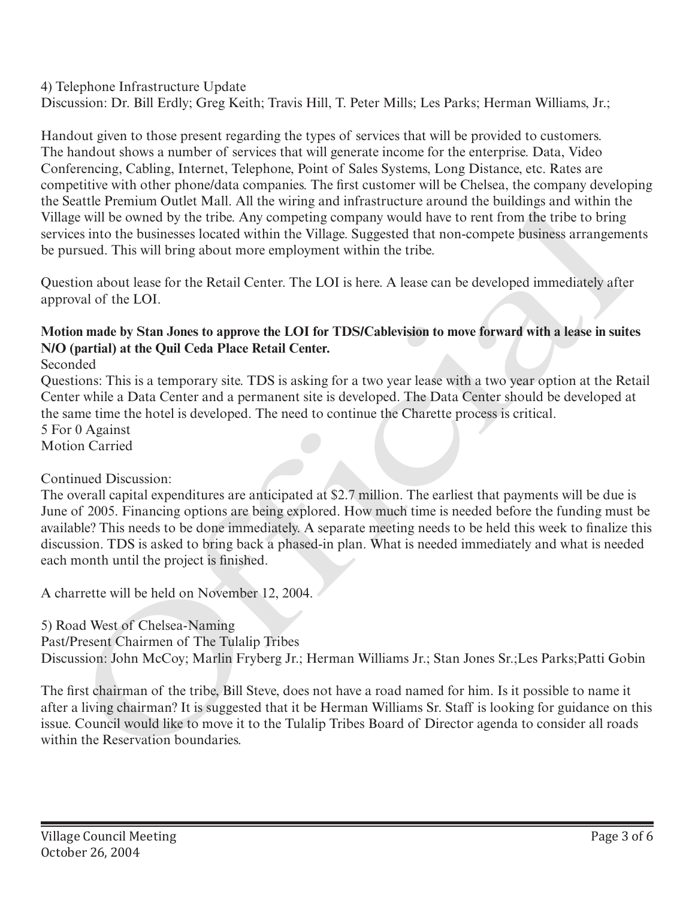4) Telephone Infrastructure Update
Discussion: Dr. Bill Erdly; Greg Keith; Travis Hill, T. Peter Mills; Les Parks; Herman Williams, Jr.;

Handout given to those present regarding the types of services that will be provided to customers. The handout shows a number of services that will generate income for the enterprise. Data, Video Conferencing, Cabling, Internet, Telephone, Point of Sales Systems, Long Distance, etc. Rates are competitive with other phone/data companies. The first customer will be Chelsea, the company developing the Seattle Premium Outlet Mall. All the wiring and infrastructure around the buildings and within the Village will be owned by the tribe. Any competing company would have to rent from the tribe to bring services into the businesses located within the Village. Suggested that non-compete business arrangements be pursued. This will bring about more employment within the tribe.

Question about lease for the Retail Center. The LOI is here. A lease can be developed immediately after approval of the LOI.

**Motion made by Stan Jones to approve the LOI for TDS/Cablevision to move forward with a lease in suites N/O (partial) at the Quil Ceda Place Retail Center.**
Seconded
Questions: This is a temporary site. TDS is asking for a two year lease with a two year option at the Retail Center while a Data Center and a permanent site is developed. The Data Center should be developed at the same time the hotel is developed. The need to continue the Charette process is critical.
5 For 0 Against
Motion Carried

Continued Discussion:
The overall capital expenditures are anticipated at $2.7 million. The earliest that payments will be due is June of 2005. Financing options are being explored. How much time is needed before the funding must be available? This needs to be done immediately. A separate meeting needs to be held this week to finalize this discussion. TDS is asked to bring back a phased-in plan. What is needed immediately and what is needed each month until the project is finished.

A charrette will be held on November 12, 2004.

5) Road West of Chelsea-Naming
Past/Present Chairmen of The Tulalip Tribes
Discussion: John McCoy; Marlin Fryberg Jr.; Herman Williams Jr.; Stan Jones Sr.;Les Parks;Patti Gobin

The first chairman of the tribe, Bill Steve, does not have a road named for him. Is it possible to name it after a living chairman? It is suggested that it be Herman Williams Sr. Staff is looking for guidance on this issue. Council would like to move it to the Tulalip Tribes Board of Director agenda to consider all roads within the Reservation boundaries.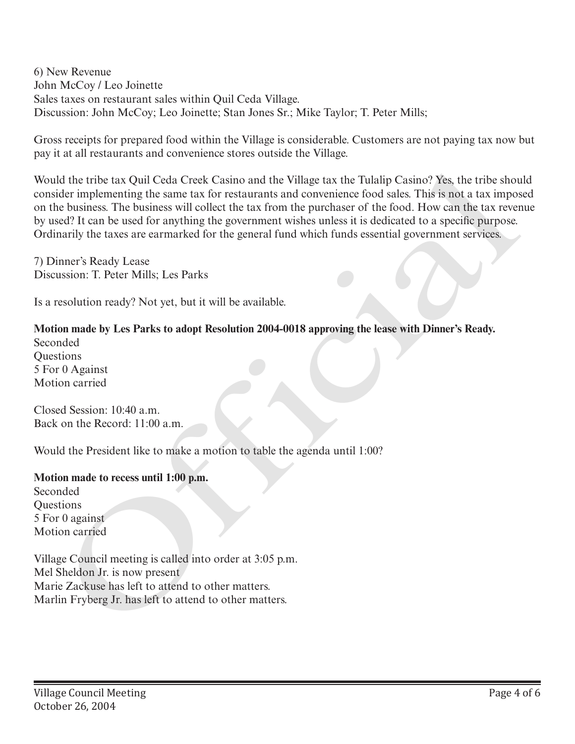6) New Revenue
John McCoy / Leo Joinette
Sales taxes on restaurant sales within Quil Ceda Village.
Discussion: John McCoy; Leo Joinette; Stan Jones Sr.; Mike Taylor; T. Peter Mills;

Gross receipts for prepared food within the Village is considerable. Customers are not paying tax now but pay it at all restaurants and convenience stores outside the Village.

Would the tribe tax Quil Ceda Creek Casino and the Village tax the Tulalip Casino? Yes, the tribe should consider implementing the same tax for restaurants and convenience food sales. This is not a tax imposed on the business. The business will collect the tax from the purchaser of the food. How can the tax revenue by used? It can be used for anything the government wishes unless it is dedicated to a specific purpose. Ordinarily the taxes are earmarked for the general fund which funds essential government services.

7) Dinner's Ready Lease
Discussion: T. Peter Mills; Les Parks

Is a resolution ready? Not yet, but it will be available.

**Motion made by Les Parks to adopt Resolution 2004-0018 approving the lease with Dinner's Ready.**
Seconded
Questions
5 For 0 Against
Motion carried

Closed Session: 10:40 a.m.
Back on the Record: 11:00 a.m.

Would the President like to make a motion to table the agenda until 1:00?

**Motion made to recess until 1:00 p.m.**
Seconded
Questions
5 For 0 against
Motion carried

Village Council meeting is called into order at 3:05 p.m.
Mel Sheldon Jr. is now present
Marie Zackuse has left to attend to other matters.
Marlin Fryberg Jr. has left to attend to other matters.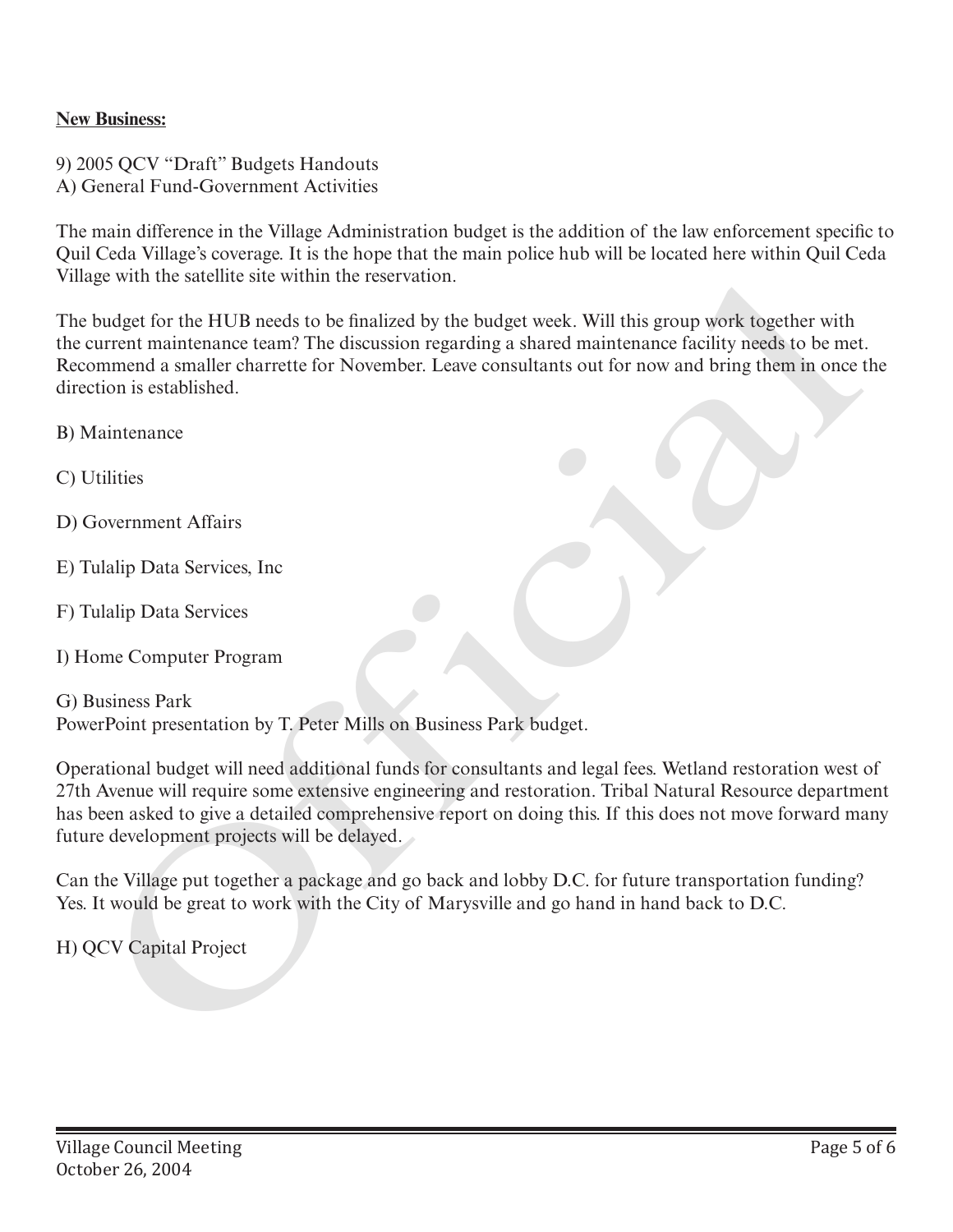**New Business:**

9) 2005 QCV "Draft" Budgets Handouts
A) General Fund-Government Activities

The main difference in the Village Administration budget is the addition of the law enforcement specific to Quil Ceda Village's coverage. It is the hope that the main police hub will be located here within Quil Ceda Village with the satellite site within the reservation.

The budget for the HUB needs to be finalized by the budget week. Will this group work together with the current maintenance team? The discussion regarding a shared maintenance facility needs to be met. Recommend a smaller charrette for November. Leave consultants out for now and bring them in once the direction is established.

B) Maintenance

C) Utilities

D) Government Affairs

E) Tulalip Data Services, Inc

F) Tulalip Data Services

I) Home Computer Program

G) Business Park
PowerPoint presentation by T. Peter Mills on Business Park budget.

Operational budget will need additional funds for consultants and legal fees. Wetland restoration west of 27th Avenue will require some extensive engineering and restoration. Tribal Natural Resource department has been asked to give a detailed comprehensive report on doing this. If this does not move forward many future development projects will be delayed.

Can the Village put together a package and go back and lobby D.C. for future transportation funding? Yes. It would be great to work with the City of Marysville and go hand in hand back to D.C.

H) QCV Capital Project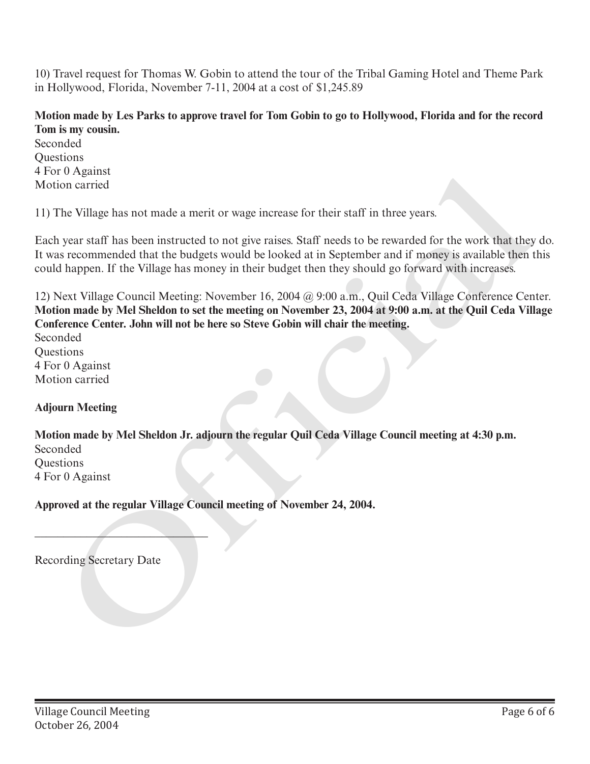10) Travel request for Thomas W. Gobin to attend the tour of the Tribal Gaming Hotel and Theme Park in Hollywood, Florida, November 7-11, 2004 at a cost of $1,245.89

**Motion made by Les Parks to approve travel for Tom Gobin to go to Hollywood, Florida and for the record Tom is my cousin.**
Seconded
Questions
4 For 0 Against
Motion carried

11) The Village has not made a merit or wage increase for their staff in three years.

Each year staff has been instructed to not give raises. Staff needs to be rewarded for the work that they do. It was recommended that the budgets would be looked at in September and if money is available then this could happen. If the Village has money in their budget then they should go forward with increases.

12) Next Village Council Meeting: November 16, 2004 @ 9:00 a.m., Quil Ceda Village Conference Center.
**Motion made by Mel Sheldon to set the meeting on November 23, 2004 at 9:00 a.m. at the Quil Ceda Village Conference Center. John will not be here so Steve Gobin will chair the meeting.**
Seconded
Questions
4 For 0 Against
Motion carried

**Adjourn Meeting**

**Motion made by Mel Sheldon Jr. adjourn the regular Quil Ceda Village Council meeting at 4:30 p.m.**
Seconded
Questions
4 For 0 Against

**Approved at the regular Village Council meeting of November 24, 2004.**

______________________________

Recording Secretary Date